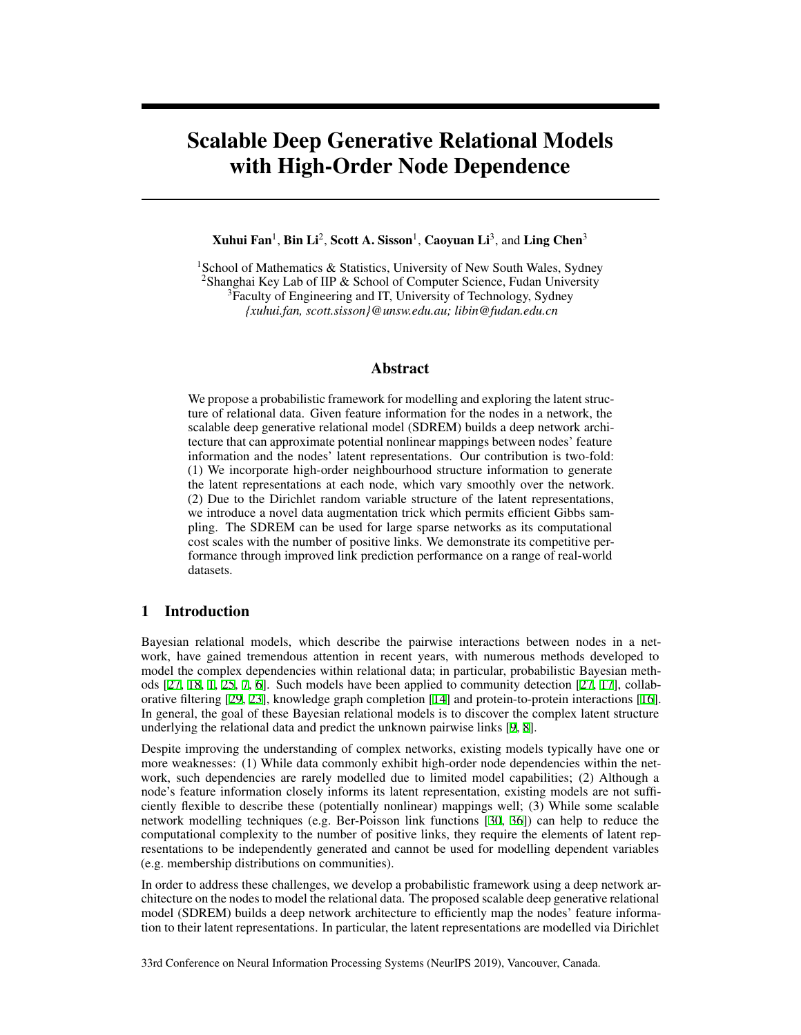# Scalable Deep Generative Relational Models with High-Order Node Dependence

**Xuhui Fan**[1], **Bin Li**[2], **Scott A. Sisson**[1], **Caoyuan Li**[3], and **Ling Chen**[3]

[1]School of Mathematics & Statistics, University of New South Wales, Sydney
[2]Shanghai Key Lab of IIP & School of Computer Science, Fudan University
[3]Faculty of Engineering and IT, University of Technology, Sydney
*{xuhui.fan, scott.sisson}@unsw.edu.au; libin@fudan.edu.cn*

## Abstract

We propose a probabilistic framework for modelling and exploring the latent structure of relational data. Given feature information for the nodes in a network, the scalable deep generative relational model (SDREM) builds a deep network architecture that can approximate potential nonlinear mappings between nodes' feature information and the nodes' latent representations. Our contribution is two-fold: (1) We incorporate high-order neighbourhood structure information to generate the latent representations at each node, which vary smoothly over the network. (2) Due to the Dirichlet random variable structure of the latent representations, we introduce a novel data augmentation trick which permits efficient Gibbs sampling. The SDREM can be used for large sparse networks as its computational cost scales with the number of positive links. We demonstrate its competitive performance through improved link prediction performance on a range of real-world datasets.

## 1 Introduction

Bayesian relational models, which describe the pairwise interactions between nodes in a network, have gained tremendous attention in recent years, with numerous methods developed to model the complex dependencies within relational data; in particular, probabilistic Bayesian methods [27, 18, 1, 25, 7, 6]. Such models have been applied to community detection [27, 17], collaborative filtering [29, 23], knowledge graph completion [14] and protein-to-protein interactions [16]. In general, the goal of these Bayesian relational models is to discover the complex latent structure underlying the relational data and predict the unknown pairwise links [9, 8].

Despite improving the understanding of complex networks, existing models typically have one or more weaknesses: (1) While data commonly exhibit high-order node dependencies within the network, such dependencies are rarely modelled due to limited model capabilities; (2) Although a node's feature information closely informs its latent representation, existing models are not sufficiently flexible to describe these (potentially nonlinear) mappings well; (3) While some scalable network modelling techniques (e.g. Ber-Poisson link functions [30, 36]) can help to reduce the computational complexity to the number of positive links, they require the elements of latent representations to be independently generated and cannot be used for modelling dependent variables (e.g. membership distributions on communities).

In order to address these challenges, we develop a probabilistic framework using a deep network architecture on the nodes to model the relational data. The proposed scalable deep generative relational model (SDREM) builds a deep network architecture to efficiently map the nodes' feature information to their latent representations. In particular, the latent representations are modelled via Dirichlet

33rd Conference on Neural Information Processing Systems (NeurIPS 2019), Vancouver, Canada.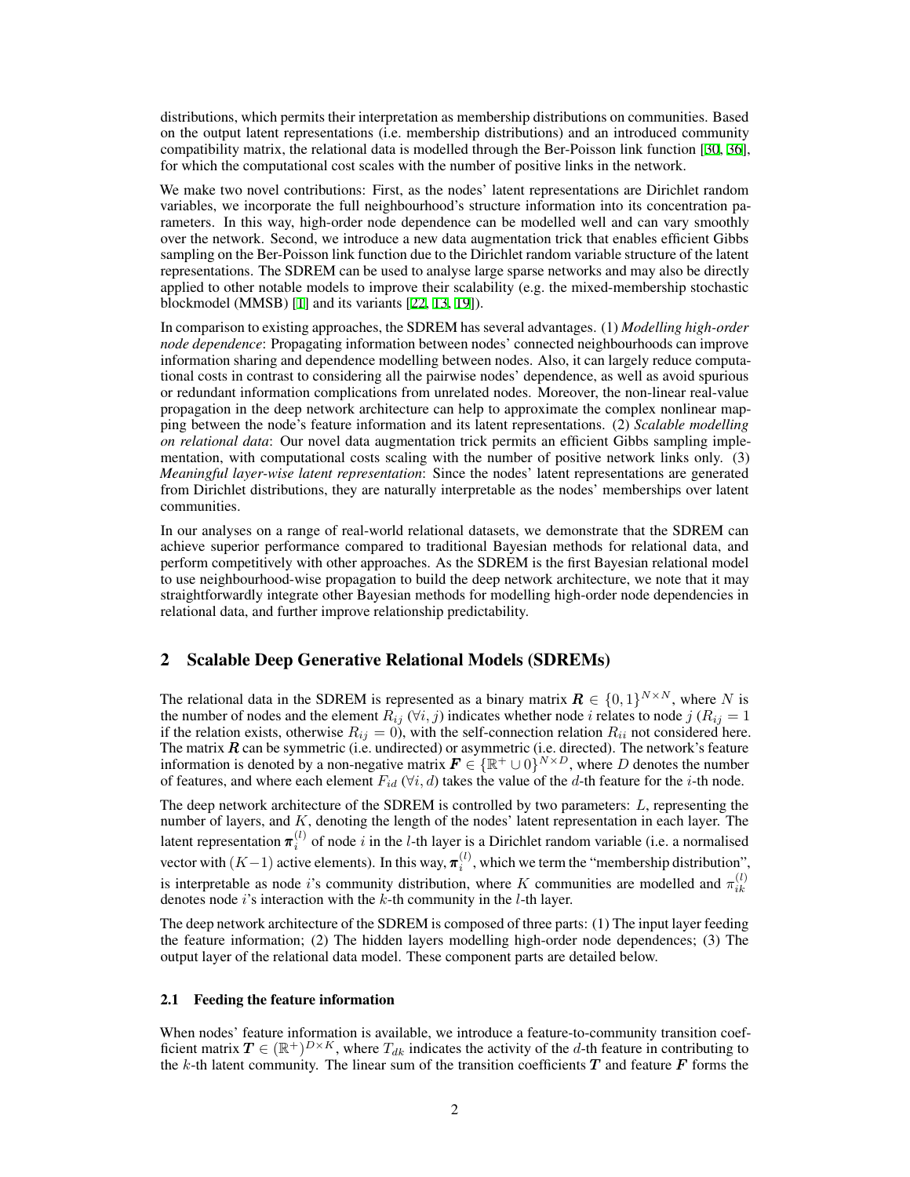distributions, which permits their interpretation as membership distributions on communities. Based on the output latent representations (i.e. membership distributions) and an introduced community compatibility matrix, the relational data is modelled through the Ber-Poisson link function [30, 36], for which the computational cost scales with the number of positive links in the network.

We make two novel contributions: First, as the nodes' latent representations are Dirichlet random variables, we incorporate the full neighbourhood's structure information into its concentration parameters. In this way, high-order node dependence can be modelled well and can vary smoothly over the network. Second, we introduce a new data augmentation trick that enables efficient Gibbs sampling on the Ber-Poisson link function due to the Dirichlet random variable structure of the latent representations. The SDREM can be used to analyse large sparse networks and may also be directly applied to other notable models to improve their scalability (e.g. the mixed-membership stochastic blockmodel (MMSB) [1] and its variants [22, 13, 19]).

In comparison to existing approaches, the SDREM has several advantages. (1) *Modelling high-order node dependence*: Propagating information between nodes' connected neighbourhoods can improve information sharing and dependence modelling between nodes. Also, it can largely reduce computational costs in contrast to considering all the pairwise nodes' dependence, as well as avoid spurious or redundant information complications from unrelated nodes. Moreover, the non-linear real-value propagation in the deep network architecture can help to approximate the complex nonlinear mapping between the node's feature information and its latent representations. (2) *Scalable modelling on relational data*: Our novel data augmentation trick permits an efficient Gibbs sampling implementation, with computational costs scaling with the number of positive network links only. (3) *Meaningful layer-wise latent representation*: Since the nodes' latent representations are generated from Dirichlet distributions, they are naturally interpretable as the nodes' memberships over latent communities.

In our analyses on a range of real-world relational datasets, we demonstrate that the SDREM can achieve superior performance compared to traditional Bayesian methods for relational data, and perform competitively with other approaches. As the SDREM is the first Bayesian relational model to use neighbourhood-wise propagation to build the deep network architecture, we note that it may straightforwardly integrate other Bayesian methods for modelling high-order node dependencies in relational data, and further improve relationship predictability.

## 2 Scalable Deep Generative Relational Models (SDREMs)

The relational data in the SDREM is represented as a binary matrix $\boldsymbol{R} \in \{0,1\}^{N\times N}$, where $N$ is the number of nodes and the element $R_{ij}$ ($\forall i,j$) indicates whether node $i$ relates to node $j$ ($R_{ij}=1$ if the relation exists, otherwise $R_{ij}=0$), with the self-connection relation $R_{ii}$ not considered here. The matrix $\boldsymbol{R}$ can be symmetric (i.e. undirected) or asymmetric (i.e. directed). The network's feature information is denoted by a non-negative matrix $\boldsymbol{F} \in \{\mathbb{R}^+ \cup 0\}^{N\times D}$, where $D$ denotes the number of features, and where each element $F_{id}$ ($\forall i,d$) takes the value of the $d$-th feature for the $i$-th node.

The deep network architecture of the SDREM is controlled by two parameters: $L$, representing the number of layers, and $K$, denoting the length of the nodes' latent representation in each layer. The latent representation $\boldsymbol{\pi}_i^{(l)}$ of node $i$ in the $l$-th layer is a Dirichlet random variable (i.e. a normalised vector with $(K-1)$ active elements). In this way, $\boldsymbol{\pi}_i^{(l)}$, which we term the "membership distribution", is interpretable as node $i$'s community distribution, where $K$ communities are modelled and $\pi_{ik}^{(l)}$ denotes node $i$'s interaction with the $k$-th community in the $l$-th layer.

The deep network architecture of the SDREM is composed of three parts: (1) The input layer feeding the feature information; (2) The hidden layers modelling high-order node dependences; (3) The output layer of the relational data model. These component parts are detailed below.

### 2.1 Feeding the feature information

When nodes' feature information is available, we introduce a feature-to-community transition coefficient matrix $\boldsymbol{T} \in (\mathbb{R}^+)^{D\times K}$, where $T_{dk}$ indicates the activity of the $d$-th feature in contributing to the $k$-th latent community. The linear sum of the transition coefficients $\boldsymbol{T}$ and feature $\boldsymbol{F}$ forms the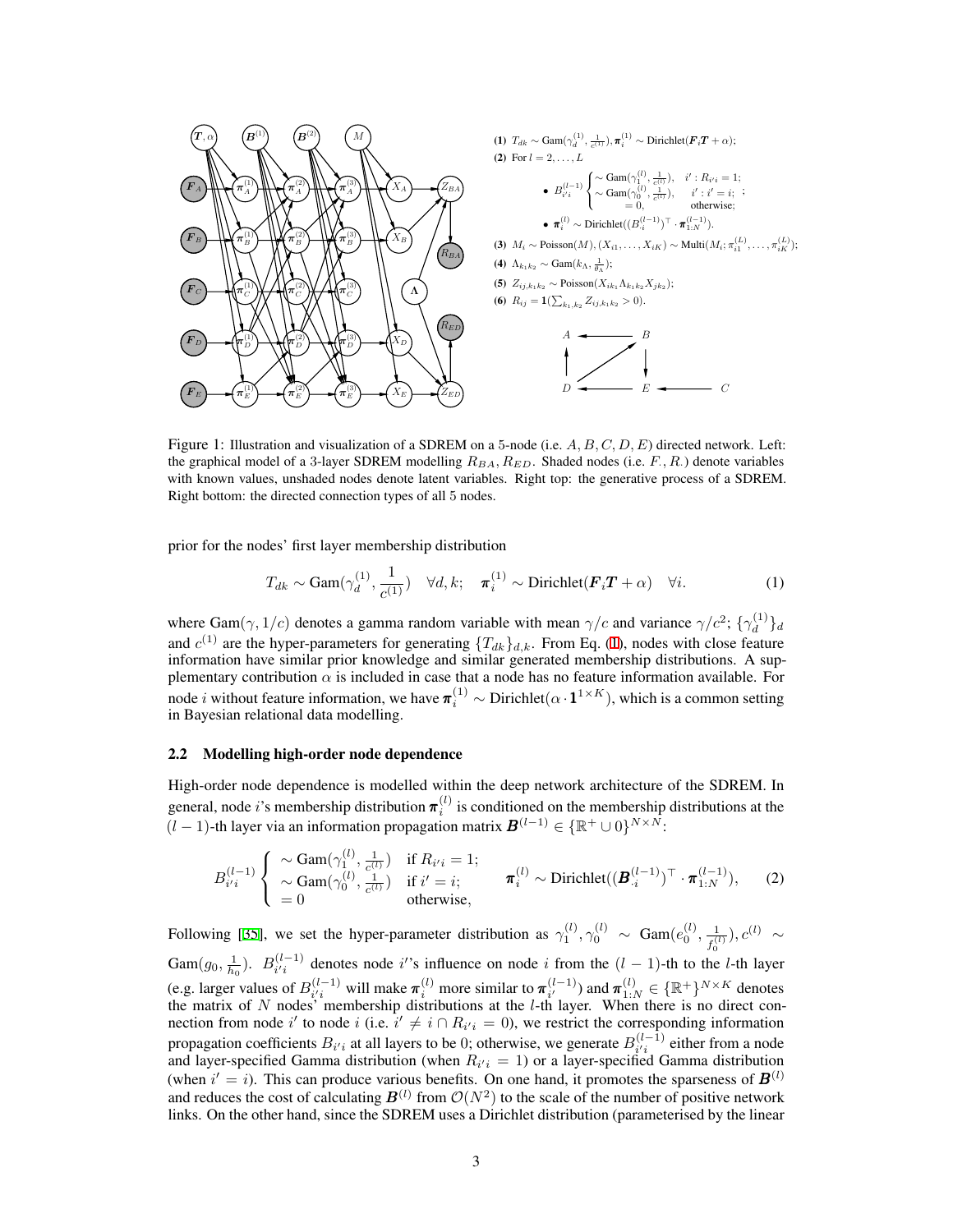**(1)** $T_{dk} \sim \text{Gam}(\gamma_d^{(1)}, \frac{1}{c^{(1)}}), \boldsymbol{\pi}_i^{(1)} \sim \text{Dirichlet}(\boldsymbol{F}_i\boldsymbol{T} + \alpha)$;

**(2)** For $l = 2, \ldots, L$

- $B_{i'i}^{(l-1)} \begin{cases} \sim \text{Gam}(\gamma_1^{(l)}, \frac{1}{c^{(l)}}), & i' : R_{i'i} = 1; \\ \sim \text{Gam}(\gamma_0^{(l)}, \frac{1}{c^{(l)}}), & i' : i' = i; \\ = 0, & \text{otherwise}; \end{cases}$;
- $\boldsymbol{\pi}_i^{(l)} \sim \text{Dirichlet}((B_{\cdot i}^{(l-1)})^\top \cdot \boldsymbol{\pi}_{1:N}^{(l-1)})$.

**(3)** $M_i \sim \text{Poisson}(M), (X_{i1}, \ldots, X_{iK}) \sim \text{Multi}(M_i; \pi_{i1}^{(L)}, \ldots, \pi_{iK}^{(L)})$;

**(4)** $\Lambda_{k_1k_2} \sim \text{Gam}(k_\Lambda, \frac{1}{\theta_\Lambda})$;

**(5)** $Z_{ij,k_1k_2} \sim \text{Poisson}(X_{ik_1}\Lambda_{k_1k_2}X_{jk_2})$;

**(6)** $R_{ij} = \mathbf{1}(\sum_{k_1,k_2} Z_{ij,k_1k_2} > 0)$.

Figure 1: Illustration and visualization of a SDREM on a 5-node (i.e. $A, B, C, D, E$) directed network. Left: the graphical model of a 3-layer SDREM modelling $R_{BA}, R_{ED}$. Shaded nodes (i.e. $F_\cdot, R_\cdot$) denote variables with known values, unshaded nodes denote latent variables. Right top: the generative process of a SDREM. Right bottom: the directed connection types of all 5 nodes.

prior for the nodes' first layer membership distribution

$$T_{dk} \sim \text{Gam}(\gamma_d^{(1)}, \frac{1}{c^{(1)}}) \quad \forall d, k; \quad \boldsymbol{\pi}_i^{(1)} \sim \text{Dirichlet}(\boldsymbol{F}_i\boldsymbol{T} + \alpha) \quad \forall i. \tag{1}$$

where $\text{Gam}(\gamma, 1/c)$ denotes a gamma random variable with mean $\gamma/c$ and variance $\gamma/c^2$; $\{\gamma_d^{(1)}\}_d$ and $c^{(1)}$ are the hyper-parameters for generating $\{T_{dk}\}_{d,k}$. From Eq. (1), nodes with close feature information have similar prior knowledge and similar generated membership distributions. A supplementary contribution $\alpha$ is included in case that a node has no feature information available. For node $i$ without feature information, we have $\boldsymbol{\pi}_i^{(1)} \sim \text{Dirichlet}(\alpha \cdot \mathbf{1}^{1\times K})$, which is a common setting in Bayesian relational data modelling.

### 2.2 Modelling high-order node dependence

High-order node dependence is modelled within the deep network architecture of the SDREM. In general, node $i$'s membership distribution $\boldsymbol{\pi}_i^{(l)}$ is conditioned on the membership distributions at the $(l-1)$-th layer via an information propagation matrix $\boldsymbol{B}^{(l-1)} \in \{\mathbb{R}^+ \cup 0\}^{N\times N}$:

$$B_{i'i}^{(l-1)} \begin{cases} \sim \text{Gam}(\gamma_1^{(l)}, \frac{1}{c^{(l)}}) & \text{if } R_{i'i} = 1; \\ \sim \text{Gam}(\gamma_0^{(l)}, \frac{1}{c^{(l)}}) & \text{if } i' = i; \\ = 0 & \text{otherwise}, \end{cases} \qquad \boldsymbol{\pi}_i^{(l)} \sim \text{Dirichlet}((\boldsymbol{B}_{\cdot i}^{(l-1)})^\top \cdot \boldsymbol{\pi}_{1:N}^{(l-1)}), \tag{2}$$

Following [35], we set the hyper-parameter distribution as $\gamma_1^{(l)}, \gamma_0^{(l)} \sim \text{Gam}(e_0^{(l)}, \frac{1}{f_0^{(l)}}), c^{(l)} \sim \text{Gam}(g_0, \frac{1}{h_0})$. $B_{i'i}^{(l-1)}$ denotes node $i'$'s influence on node $i$ from the $(l-1)$-th to the $l$-th layer (e.g. larger values of $B_{i'i}^{(l-1)}$ will make $\boldsymbol{\pi}_i^{(l)}$ more similar to $\boldsymbol{\pi}_{i'}^{(l-1)}$) and $\boldsymbol{\pi}_{1:N}^{(l)} \in \{\mathbb{R}^+\}^{N\times K}$ denotes the matrix of $N$ nodes' membership distributions at the $l$-th layer. When there is no direct connection from node $i'$ to node $i$ (i.e. $i' \neq i \cap R_{i'i} = 0$), we restrict the corresponding information propagation coefficients $B_{i'i}$ at all layers to be 0; otherwise, we generate $B_{i'i}^{(l-1)}$ either from a node and layer-specified Gamma distribution (when $R_{i'i} = 1$) or a layer-specified Gamma distribution (when $i' = i$). This can produce various benefits. On one hand, it promotes the sparseness of $\boldsymbol{B}^{(l)}$ and reduces the cost of calculating $\boldsymbol{B}^{(l)}$ from $\mathcal{O}(N^2)$ to the scale of the number of positive network links. On the other hand, since the SDREM uses a Dirichlet distribution (parameterised by the linear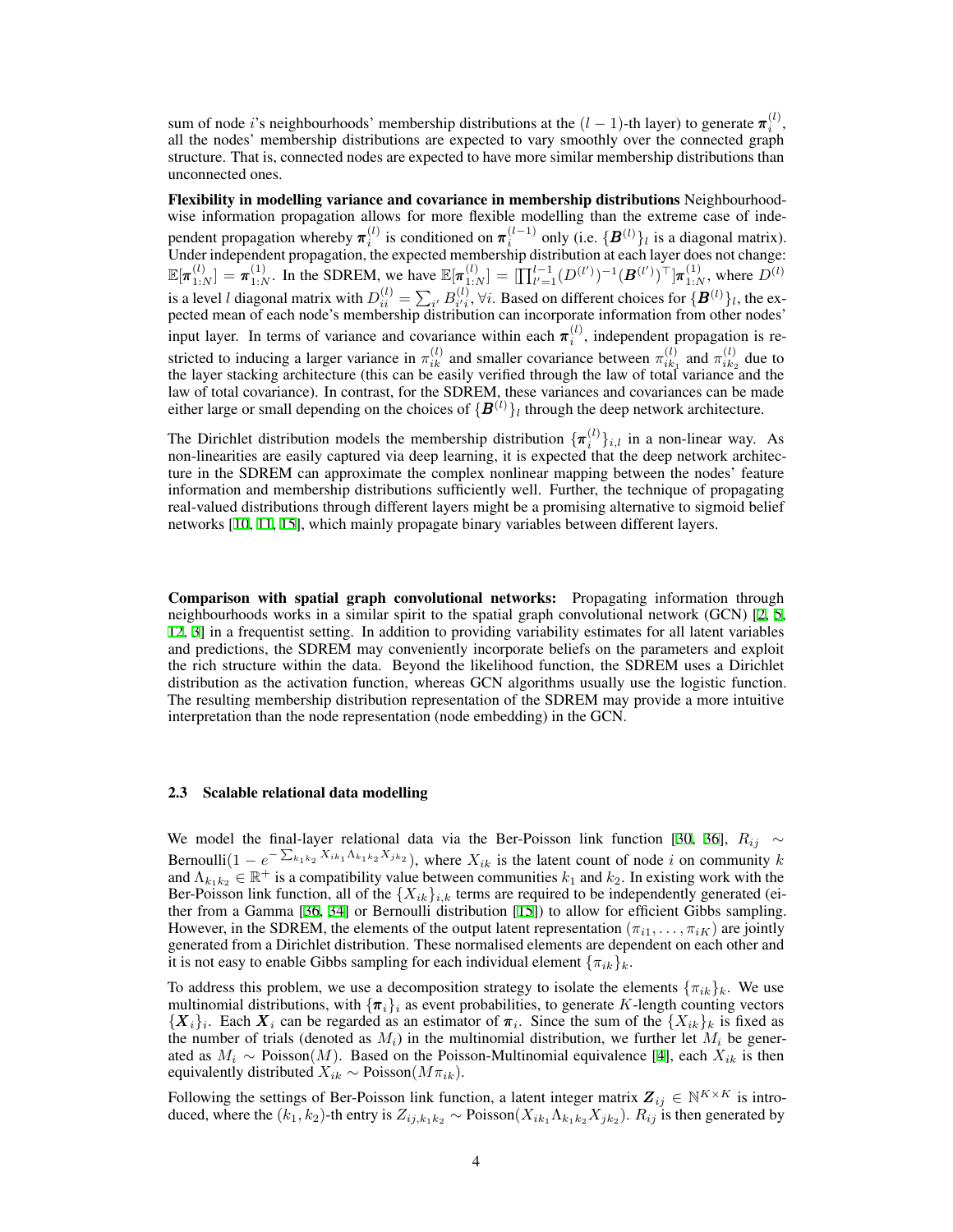sum of node $i$'s neighbourhoods' membership distributions at the $(l-1)$-th layer) to generate $\boldsymbol{\pi}_i^{(l)}$, all the nodes' membership distributions are expected to vary smoothly over the connected graph structure. That is, connected nodes are expected to have more similar membership distributions than unconnected ones.

**Flexibility in modelling variance and covariance in membership distributions** Neighbourhood-wise information propagation allows for more flexible modelling than the extreme case of independent propagation whereby $\boldsymbol{\pi}_i^{(l)}$ is conditioned on $\boldsymbol{\pi}_i^{(l-1)}$ only (i.e. $\{\boldsymbol{B}^{(l)}\}_l$ is a diagonal matrix). Under independent propagation, the expected membership distribution at each layer does not change: $\mathbb{E}[\boldsymbol{\pi}_{1:N}^{(l)}] = \boldsymbol{\pi}_{1:N}^{(1)}$. In the SDREM, we have $\mathbb{E}[\boldsymbol{\pi}_{1:N}^{(l)}] = [\prod_{l'=1}^{l-1}(D^{(l')})^{-1}(\boldsymbol{B}^{(l')})^{\top}]\boldsymbol{\pi}_{1:N}^{(1)}$, where $D^{(l)}$ is a level $l$ diagonal matrix with $D_{ii}^{(l)} = \sum_{i'} B_{i'i}^{(l)}, \forall i$. Based on different choices for $\{\boldsymbol{B}^{(l)}\}_l$, the expected mean of each node's membership distribution can incorporate information from other nodes' input layer. In terms of variance and covariance within each $\boldsymbol{\pi}_i^{(l)}$, independent propagation is restricted to inducing a larger variance in $\pi_{ik}^{(l)}$ and smaller covariance between $\pi_{ik_1}^{(l)}$ and $\pi_{ik_2}^{(l)}$ due to the layer stacking architecture (this can be easily verified through the law of total variance and the law of total covariance). In contrast, for the SDREM, these variances and covariances can be made either large or small depending on the choices of $\{\boldsymbol{B}^{(l)}\}_l$ through the deep network architecture.

The Dirichlet distribution models the membership distribution $\{\boldsymbol{\pi}_i^{(l)}\}_{i,l}$ in a non-linear way. As non-linearities are easily captured via deep learning, it is expected that the deep network architecture in the SDREM can approximate the complex nonlinear mapping between the nodes' feature information and membership distributions sufficiently well. Further, the technique of propagating real-valued distributions through different layers might be a promising alternative to sigmoid belief networks [10, 11, 15], which mainly propagate binary variables between different layers.

**Comparison with spatial graph convolutional networks:** Propagating information through neighbourhoods works in a similar spirit to the spatial graph convolutional network (GCN) [2, 5, 12, 3] in a frequentist setting. In addition to providing variability estimates for all latent variables and predictions, the SDREM may conveniently incorporate beliefs on the parameters and exploit the rich structure within the data. Beyond the likelihood function, the SDREM uses a Dirichlet distribution as the activation function, whereas GCN algorithms usually use the logistic function. The resulting membership distribution representation of the SDREM may provide a more intuitive interpretation than the node representation (node embedding) in the GCN.

### 2.3 Scalable relational data modelling

We model the final-layer relational data via the Ber-Poisson link function [30, 36], $R_{ij} \sim \text{Bernoulli}(1 - e^{-\sum_{k_1k_2} X_{ik_1}\Lambda_{k_1k_2}X_{jk_2}})$, where $X_{ik}$ is the latent count of node $i$ on community $k$ and $\Lambda_{k_1k_2} \in \mathbb{R}^+$ is a compatibility value between communities $k_1$ and $k_2$. In existing work with the Ber-Poisson link function, all of the $\{X_{ik}\}_{i,k}$ terms are required to be independently generated (either from a Gamma [36, 34] or Bernoulli distribution [15]) to allow for efficient Gibbs sampling. However, in the SDREM, the elements of the output latent representation $(\pi_{i1}, \ldots, \pi_{iK})$ are jointly generated from a Dirichlet distribution. These normalised elements are dependent on each other and it is not easy to enable Gibbs sampling for each individual element $\{\pi_{ik}\}_k$.

To address this problem, we use a decomposition strategy to isolate the elements $\{\pi_{ik}\}_k$. We use multinomial distributions, with $\{\boldsymbol{\pi}_i\}_i$ as event probabilities, to generate $K$-length counting vectors $\{\boldsymbol{X}_i\}_i$. Each $\boldsymbol{X}_i$ can be regarded as an estimator of $\boldsymbol{\pi}_i$. Since the sum of the $\{X_{ik}\}_k$ is fixed as the number of trials (denoted as $M_i$) in the multinomial distribution, we further let $M_i$ be generated as $M_i \sim \text{Poisson}(M)$. Based on the Poisson-Multinomial equivalence [4], each $X_{ik}$ is then equivalently distributed $X_{ik} \sim \text{Poisson}(M\pi_{ik})$.

Following the settings of Ber-Poisson link function, a latent integer matrix $\boldsymbol{Z}_{ij} \in \mathbb{N}^{K\times K}$ is introduced, where the $(k_1, k_2)$-th entry is $Z_{ij,k_1k_2} \sim \text{Poisson}(X_{ik_1}\Lambda_{k_1k_2}X_{jk_2})$. $R_{ij}$ is then generated by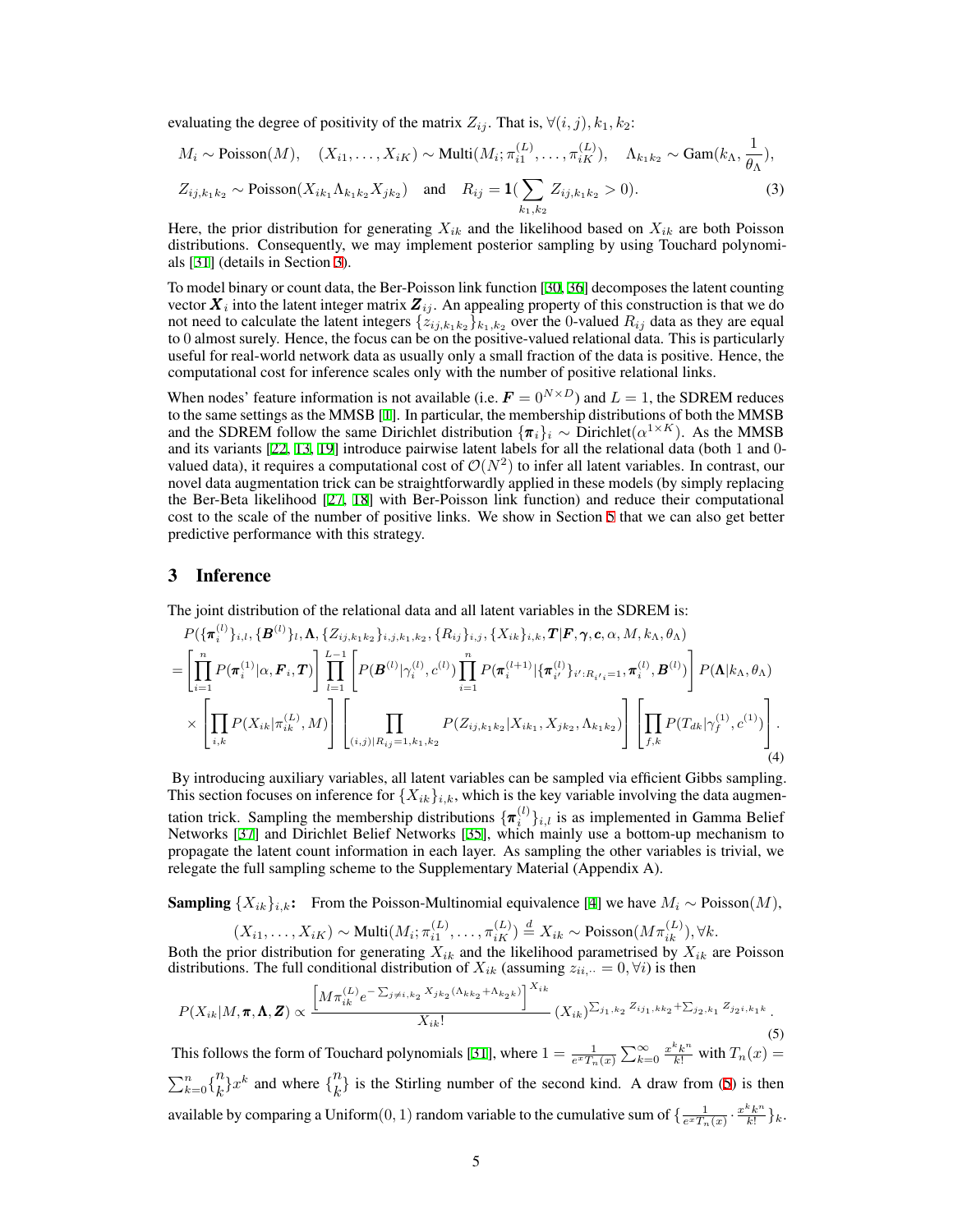evaluating the degree of positivity of the matrix $Z_{ij}$. That is, $\forall (i,j), k_1, k_2$:

$$
M_i \sim \text{Poisson}(M), \quad (X_{i1}, \ldots, X_{iK}) \sim \text{Multi}(M_i; \pi_{i1}^{(L)}, \ldots, \pi_{iK}^{(L)}), \quad \Lambda_{k_1k_2} \sim \text{Gam}(k_\Lambda, \frac{1}{\theta_\Lambda}),
$$

$$
Z_{ij,k_1k_2} \sim \text{Poisson}(X_{ik_1}\Lambda_{k_1k_2}X_{jk_2}) \quad \text{and} \quad R_{ij} = \mathbf{1}(\sum_{k_1,k_2} Z_{ij,k_1k_2} > 0). \tag{3}
$$

Here, the prior distribution for generating $X_{ik}$ and the likelihood based on $X_{ik}$ are both Poisson distributions. Consequently, we may implement posterior sampling by using Touchard polynomials [31] (details in Section 3).

To model binary or count data, the Ber-Poisson link function [30, 36] decomposes the latent counting vector $\boldsymbol{X}_i$ into the latent integer matrix $\boldsymbol{Z}_{ij}$. An appealing property of this construction is that we do not need to calculate the latent integers $\{z_{ij,k_1k_2}\}_{k_1,k_2}$ over the 0-valued $R_{ij}$ data as they are equal to 0 almost surely. Hence, the focus can be on the positive-valued relational data. This is particularly useful for real-world network data as usually only a small fraction of the data is positive. Hence, the computational cost for inference scales only with the number of positive relational links.

When nodes' feature information is not available (i.e. $\boldsymbol{F} = 0^{N\times D}$) and $L = 1$, the SDREM reduces to the same settings as the MMSB [1]. In particular, the membership distributions of both the MMSB and the SDREM follow the same Dirichlet distribution $\{\boldsymbol{\pi}_i\}_i \sim \text{Dirichlet}(\alpha^{1\times K})$. As the MMSB and its variants [22, 13, 19] introduce pairwise latent labels for all the relational data (both 1 and 0-valued data), it requires a computational cost of $\mathcal{O}(N^2)$ to infer all latent variables. In contrast, our novel data augmentation trick can be straightforwardly applied in these models (by simply replacing the Ber-Beta likelihood [27, 18] with Ber-Poisson link function) and reduce their computational cost to the scale of the number of positive links. We show in Section 5 that we can also get better predictive performance with this strategy.

## 3 Inference

The joint distribution of the relational data and all latent variables in the SDREM is:

$$
\begin{aligned}
&P(\{\boldsymbol{\pi}_i^{(l)}\}_{i,l}, \{\boldsymbol{B}^{(l)}\}_l, \boldsymbol{\Lambda}, \{Z_{ij,k_1k_2}\}_{i,j,k_1,k_2}, \{R_{ij}\}_{i,j}, \{X_{ik}\}_{i,k}, \boldsymbol{T}|\boldsymbol{F}, \boldsymbol{\gamma}, \boldsymbol{c}, \alpha, M, k_\Lambda, \theta_\Lambda) \\
=& \left[\prod_{i=1}^{n} P(\boldsymbol{\pi}_i^{(1)}|\alpha, \boldsymbol{F}_i, \boldsymbol{T})\right] \prod_{l=1}^{L-1}\left[P(\boldsymbol{B}^{(l)}|\gamma_i^{(l)}, c^{(l)}) \prod_{i=1}^{n} P(\boldsymbol{\pi}_i^{(l+1)}|\{\boldsymbol{\pi}_{i'}^{(l)}\}_{i':R_{i'i}=1}, \boldsymbol{\pi}_i^{(l)}, \boldsymbol{B}^{(l)})\right] P(\boldsymbol{\Lambda}|k_\Lambda, \theta_\Lambda) \\
&\times \left[\prod_{i,k} P(X_{ik}|\pi_{ik}^{(L)}, M)\right] \left[\prod_{(i,j)|R_{ij}=1, k_1, k_2} P(Z_{ij,k_1k_2}|X_{ik_1}, X_{jk_2}, \Lambda_{k_1k_2})\right] \left[\prod_{f,k} P(T_{dk}|\gamma_f^{(1)}, c^{(1)})\right].
\end{aligned} \tag{4}
$$

By introducing auxiliary variables, all latent variables can be sampled via efficient Gibbs sampling. This section focuses on inference for $\{X_{ik}\}_{i,k}$, which is the key variable involving the data augmentation trick. Sampling the membership distributions $\{\boldsymbol{\pi}_i^{(l)}\}_{i,l}$ is as implemented in Gamma Belief Networks [37] and Dirichlet Belief Networks [35], which mainly use a bottom-up mechanism to propagate the latent count information in each layer. As sampling the other variables is trivial, we relegate the full sampling scheme to the Supplementary Material (Appendix A).

**Sampling $\{X_{ik}\}_{i,k}$:** From the Poisson-Multinomial equivalence [4] we have $M_i \sim \text{Poisson}(M)$,

$$
(X_{i1}, \ldots, X_{iK}) \sim \text{Multi}(M_i; \pi_{i1}^{(L)}, \ldots, \pi_{iK}^{(L)}) \stackrel{d}{=} X_{ik} \sim \text{Poisson}(M\pi_{ik}^{(L)}), \forall k.
$$

Both the prior distribution for generating $X_{ik}$ and the likelihood parametrised by $X_{ik}$ are Poisson distributions. The full conditional distribution of $X_{ik}$ (assuming $z_{ii,\cdot\cdot} = 0, \forall i$) is then

$$
P(X_{ik}|M, \boldsymbol{\pi}, \boldsymbol{\Lambda}, \boldsymbol{Z}) \propto \frac{\left[M\pi_{ik}^{(L)} e^{-\sum_{j\neq i,k_2} X_{jk_2}(\Lambda_{kk_2}+\Lambda_{k_2k})}\right]^{X_{ik}}}{X_{ik}!} (X_{ik})^{\sum_{j_1,k_2} Z_{ij_1,kk_2} + \sum_{j_2,k_1} Z_{j_2i,k_1k}}. \tag{5}
$$

This follows the form of Touchard polynomials [31], where $1 = \frac{1}{e^x T_n(x)} \sum_{k=0}^{\infty} \frac{x^k k^n}{k!}$ with $T_n(x) = \sum_{k=0}^{n} \left\{{n \atop k}\right\} x^k$ and where $\left\{{n \atop k}\right\}$ is the Stirling number of the second kind. A draw from (5) is then available by comparing a Uniform$(0,1)$ random variable to the cumulative sum of $\{\frac{1}{e^x T_n(x)} \cdot \frac{x^k k^n}{k!}\}_k$.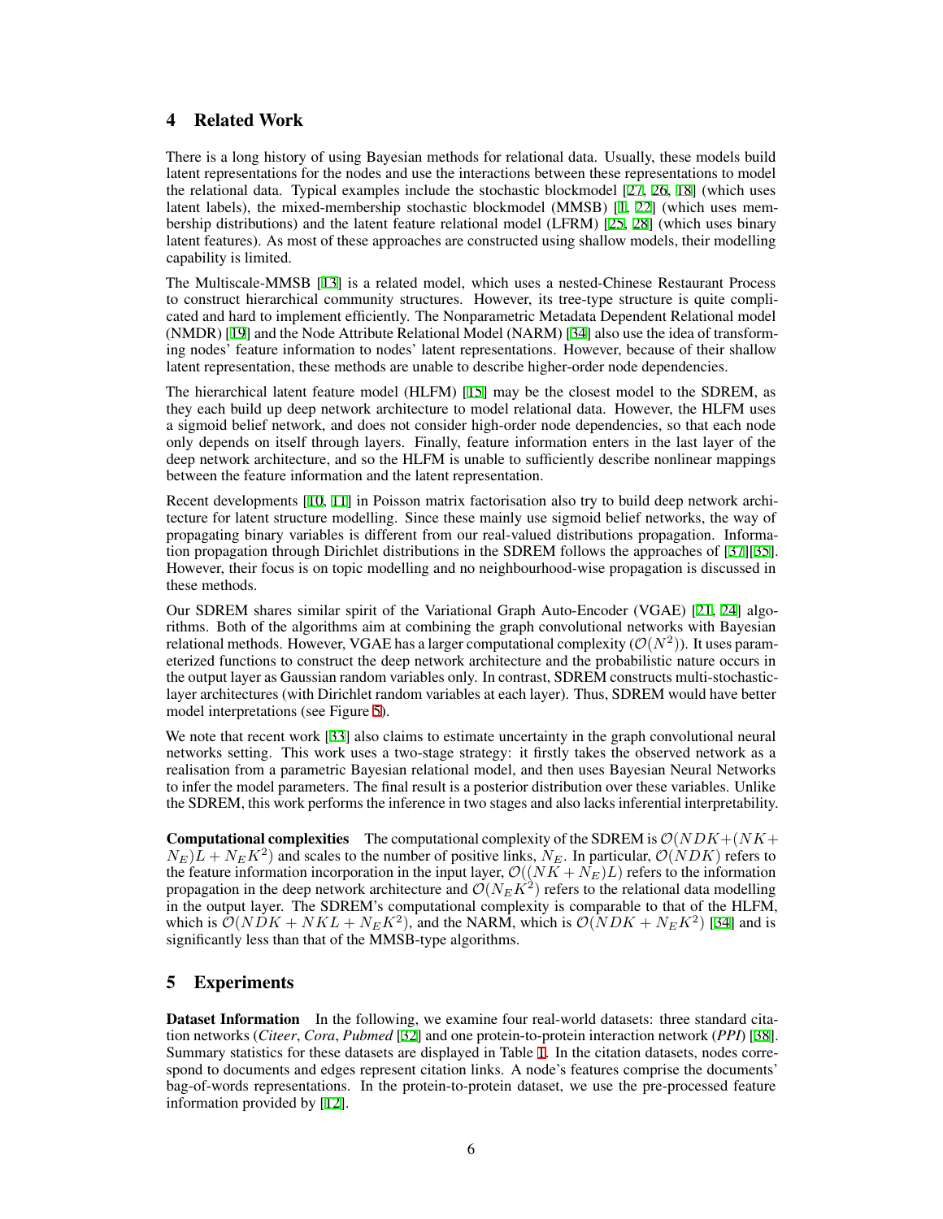## 4 Related Work

There is a long history of using Bayesian methods for relational data. Usually, these models build latent representations for the nodes and use the interactions between these representations to model the relational data. Typical examples include the stochastic blockmodel [27, 26, 18] (which uses latent labels), the mixed-membership stochastic blockmodel (MMSB) [1, 22] (which uses membership distributions) and the latent feature relational model (LFRM) [25, 28] (which uses binary latent features). As most of these approaches are constructed using shallow models, their modelling capability is limited.

The Multiscale-MMSB [13] is a related model, which uses a nested-Chinese Restaurant Process to construct hierarchical community structures. However, its tree-type structure is quite complicated and hard to implement efficiently. The Nonparametric Metadata Dependent Relational model (NMDR) [19] and the Node Attribute Relational Model (NARM) [34] also use the idea of transforming nodes' feature information to nodes' latent representations. However, because of their shallow latent representation, these methods are unable to describe higher-order node dependencies.

The hierarchical latent feature model (HLFM) [15] may be the closest model to the SDREM, as they each build up deep network architecture to model relational data. However, the HLFM uses a sigmoid belief network, and does not consider high-order node dependencies, so that each node only depends on itself through layers. Finally, feature information enters in the last layer of the deep network architecture, and so the HLFM is unable to sufficiently describe nonlinear mappings between the feature information and the latent representation.

Recent developments [10, 11] in Poisson matrix factorisation also try to build deep network architecture for latent structure modelling. Since these mainly use sigmoid belief networks, the way of propagating binary variables is different from our real-valued distributions propagation. Information propagation through Dirichlet distributions in the SDREM follows the approaches of [37][35]. However, their focus is on topic modelling and no neighbourhood-wise propagation is discussed in these methods.

Our SDREM shares similar spirit of the Variational Graph Auto-Encoder (VGAE) [21, 24] algorithms. Both of the algorithms aim at combining the graph convolutional networks with Bayesian relational methods. However, VGAE has a larger computational complexity ($\mathcal{O}(N^2)$). It uses parameterized functions to construct the deep network architecture and the probabilistic nature occurs in the output layer as Gaussian random variables only. In contrast, SDREM constructs multi-stochastic-layer architectures (with Dirichlet random variables at each layer). Thus, SDREM would have better model interpretations (see Figure 5).

We note that recent work [33] also claims to estimate uncertainty in the graph convolutional neural networks setting. This work uses a two-stage strategy: it firstly takes the observed network as a realisation from a parametric Bayesian relational model, and then uses Bayesian Neural Networks to infer the model parameters. The final result is a posterior distribution over these variables. Unlike the SDREM, this work performs the inference in two stages and also lacks inferential interpretability.

**Computational complexities** The computational complexity of the SDREM is $\mathcal{O}(NDK+(NK+N_E)L+N_EK^2)$ and scales to the number of positive links, $N_E$. In particular, $\mathcal{O}(NDK)$ refers to the feature information incorporation in the input layer, $\mathcal{O}((NK+N_E)L)$ refers to the information propagation in the deep network architecture and $\mathcal{O}(N_EK^2)$ refers to the relational data modelling in the output layer. The SDREM's computational complexity is comparable to that of the HLFM, which is $\mathcal{O}(NDK+NKL+N_EK^2)$, and the NARM, which is $\mathcal{O}(NDK+N_EK^2)$ [34] and is significantly less than that of the MMSB-type algorithms.

## 5 Experiments

**Dataset Information** In the following, we examine four real-world datasets: three standard citation networks (*Citeer*, *Cora*, *Pubmed* [32]) and one protein-to-protein interaction network (*PPI*) [38]. Summary statistics for these datasets are displayed in Table 1. In the citation datasets, nodes correspond to documents and edges represent citation links. A node's features comprise the documents' bag-of-words representations. In the protein-to-protein dataset, we use the pre-processed feature information provided by [12].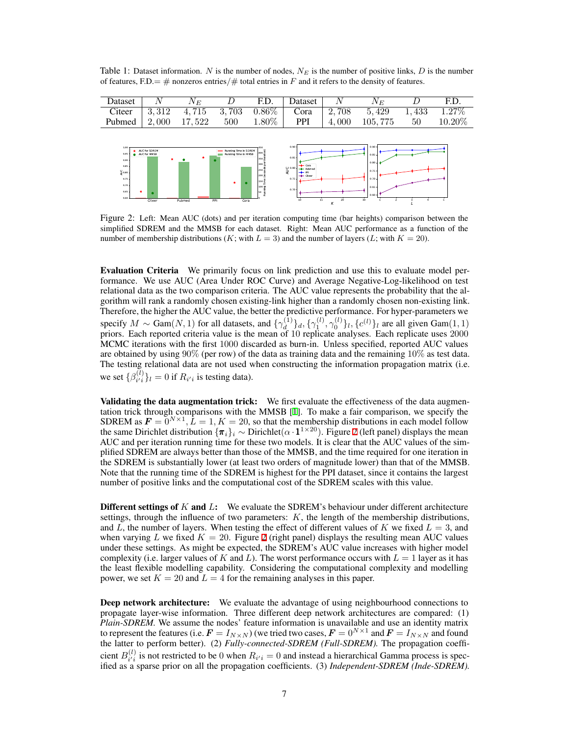Table 1: Dataset information. $N$ is the number of nodes, $N_E$ is the number of positive links, $D$ is the number of features, F.D.= # nonzeros entries/# total entries in $F$ and it refers to the density of features.

| Dataset | $N$ | $N_E$ | $D$ | F.D. | Dataset | $N$ | $N_E$ | $D$ | F.D. |
|---|---|---|---|---|---|---|---|---|---|
| Citeer | 3,312 | 4,715 | 3,703 | 0.86% | Cora | 2,708 | 5,429 | 1,433 | 1.27% |
| Pubmed | 2,000 | 17,522 | 500 | 1.80% | PPI | 4,000 | 105,775 | 50 | 10.20% |

Figure 2: Left: Mean AUC (dots) and per iteration computing time (bar heights) comparison between the simplified SDREM and the MMSB for each dataset. Right: Mean AUC performance as a function of the number of membership distributions ($K$; with $L = 3$) and the number of layers ($L$; with $K = 20$).

**Evaluation Criteria** We primarily focus on link prediction and use this to evaluate model performance. We use AUC (Area Under ROC Curve) and Average Negative-Log-likelihood on test relational data as the two comparison criteria. The AUC value represents the probability that the algorithm will rank a randomly chosen existing-link higher than a randomly chosen non-existing link. Therefore, the higher the AUC value, the better the predictive performance. For hyper-parameters we specify $M \sim \text{Gam}(N, 1)$ for all datasets, and $\{\gamma_d^{(1)}\}_d, \{\gamma_1^{(l)}, \gamma_0^{(l)}\}_l, \{c^{(l)}\}_l$ are all given $\text{Gam}(1, 1)$ priors. Each reported criteria value is the mean of 10 replicate analyses. Each replicate uses 2000 MCMC iterations with the first 1000 discarded as burn-in. Unless specified, reported AUC values are obtained by using 90% (per row) of the data as training data and the remaining 10% as test data. The testing relational data are not used when constructing the information propagation matrix (i.e. we set $\{\beta_{i'i}^{(l)}\}_l = 0$ if $R_{i'i}$ is testing data).

**Validating the data augmentation trick:** We first evaluate the effectiveness of the data augmentation trick through comparisons with the MMSB [1]. To make a fair comparison, we specify the SDREM as $\boldsymbol{F} = 0^{N\times 1}, L = 1, K = 20$, so that the membership distributions in each model follow the same Dirichlet distribution $\{\boldsymbol{\pi}_i\}_i \sim \text{Dirichlet}(\alpha \cdot \mathbf{1}^{1\times 20})$. Figure 2 (left panel) displays the mean AUC and per iteration running time for these two models. It is clear that the AUC values of the simplified SDREM are always better than those of the MMSB, and the time required for one iteration in the SDREM is substantially lower (at least two orders of magnitude lower) than that of the MMSB. Note that the running time of the SDREM is highest for the PPI dataset, since it contains the largest number of positive links and the computational cost of the SDREM scales with this value.

**Different settings of $K$ and $L$:** We evaluate the SDREM's behaviour under different architecture settings, through the influence of two parameters: $K$, the length of the membership distributions, and $L$, the number of layers. When testing the effect of different values of $K$ we fixed $L = 3$, and when varying $L$ we fixed $K = 20$. Figure 2 (right panel) displays the resulting mean AUC values under these settings. As might be expected, the SDREM's AUC value increases with higher model complexity (i.e. larger values of $K$ and $L$). The worst performance occurs with $L = 1$ layer as it has the least flexible modelling capability. Considering the computational complexity and modelling power, we set $K = 20$ and $L = 4$ for the remaining analyses in this paper.

**Deep network architecture:** We evaluate the advantage of using neighbourhood connections to propagate layer-wise information. Three different deep network architectures are compared: (1) *Plain-SDREM.* We assume the nodes' feature information is unavailable and use an identity matrix to represent the features (i.e. $\boldsymbol{F} = I_{N\times N}$) (we tried two cases, $\boldsymbol{F} = 0^{N\times 1}$ and $\boldsymbol{F} = I_{N\times N}$ and found the latter to perform better). (2) *Fully-connected-SDREM (Full-SDREM).* The propagation coefficient $B_{i'i}^{(l)}$ is not restricted to be 0 when $R_{i'i} = 0$ and instead a hierarchical Gamma process is specified as a sparse prior on all the propagation coefficients. (3) *Independent-SDREM (Inde-SDREM).*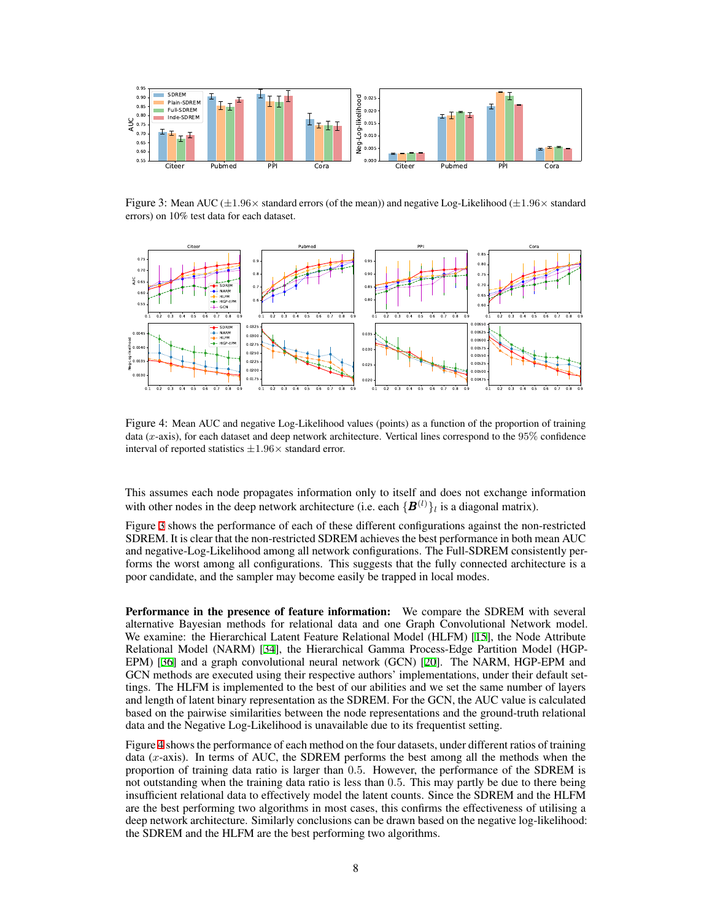Figure 3: Mean AUC ($\pm 1.96\times$ standard errors (of the mean)) and negative Log-Likelihood ($\pm 1.96\times$ standard errors) on 10% test data for each dataset.

Figure 4: Mean AUC and negative Log-Likelihood values (points) as a function of the proportion of training data ($x$-axis), for each dataset and deep network architecture. Vertical lines correspond to the 95% confidence interval of reported statistics $\pm 1.96\times$ standard error.

This assumes each node propagates information only to itself and does not exchange information with other nodes in the deep network architecture (i.e. each $\{\boldsymbol{B}^{(l)}\}_l$ is a diagonal matrix).

Figure 3 shows the performance of each of these different configurations against the non-restricted SDREM. It is clear that the non-restricted SDREM achieves the best performance in both mean AUC and negative-Log-Likelihood among all network configurations. The Full-SDREM consistently performs the worst among all configurations. This suggests that the fully connected architecture is a poor candidate, and the sampler may become easily be trapped in local modes.

**Performance in the presence of feature information:** We compare the SDREM with several alternative Bayesian methods for relational data and one Graph Convolutional Network model. We examine: the Hierarchical Latent Feature Relational Model (HLFM) [15], the Node Attribute Relational Model (NARM) [34], the Hierarchical Gamma Process-Edge Partition Model (HGP-EPM) [36] and a graph convolutional neural network (GCN) [20]. The NARM, HGP-EPM and GCN methods are executed using their respective authors' implementations, under their default settings. The HLFM is implemented to the best of our abilities and we set the same number of layers and length of latent binary representation as the SDREM. For the GCN, the AUC value is calculated based on the pairwise similarities between the node representations and the ground-truth relational data and the Negative Log-Likelihood is unavailable due to its frequentist setting.

Figure 4 shows the performance of each method on the four datasets, under different ratios of training data ($x$-axis). In terms of AUC, the SDREM performs the best among all the methods when the proportion of training data ratio is larger than 0.5. However, the performance of the SDREM is not outstanding when the training data ratio is less than 0.5. This may partly be due to there being insufficient relational data to effectively model the latent counts. Since the SDREM and the HLFM are the best performing two algorithms in most cases, this confirms the effectiveness of utilising a deep network architecture. Similarly conclusions can be drawn based on the negative log-likelihood: the SDREM and the HLFM are the best performing two algorithms.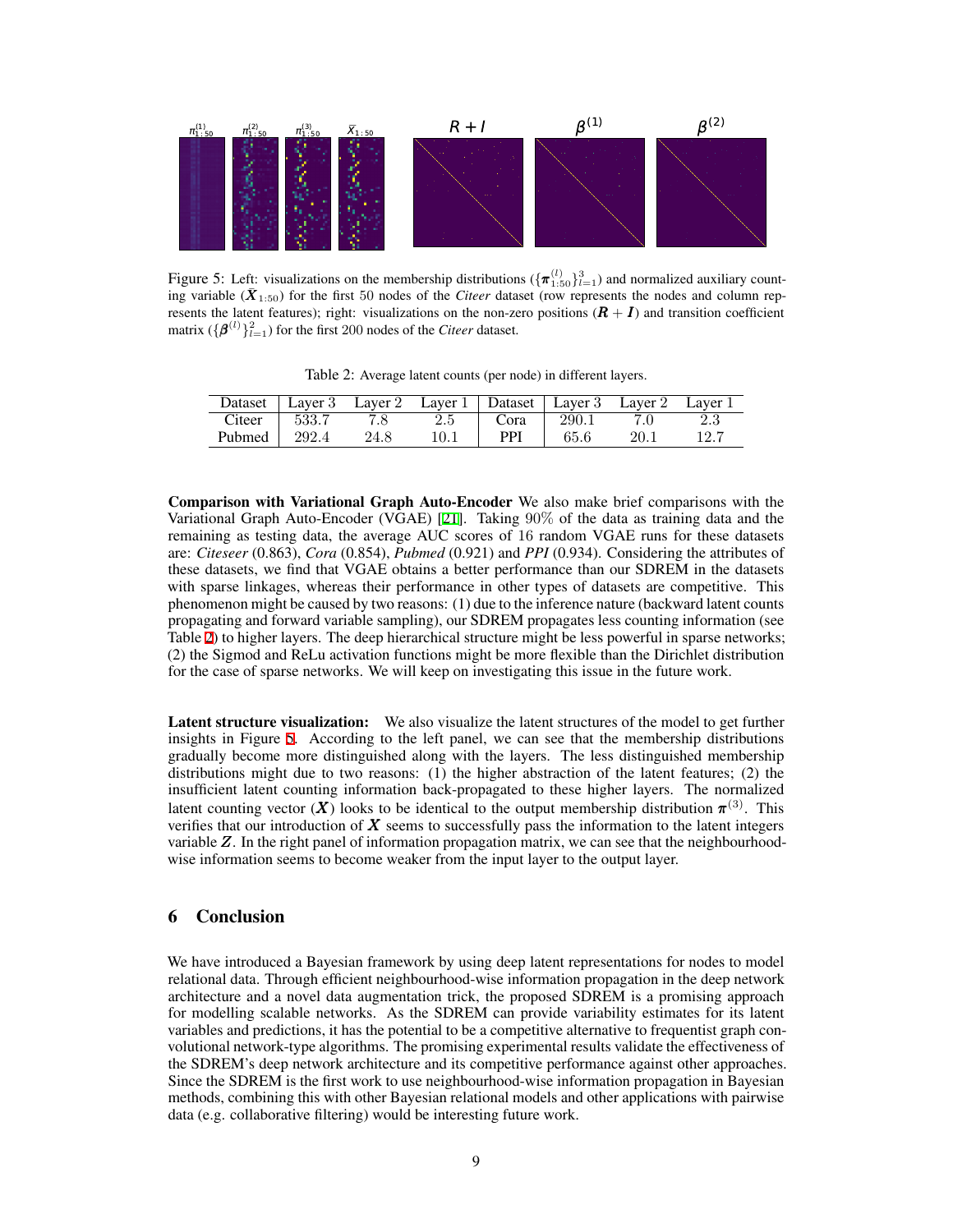Figure 5: Left: visualizations on the membership distributions ($\{\boldsymbol{\pi}_{1:50}^{(l)}\}_{l=1}^{3}$) and normalized auxiliary counting variable ($\bar{\boldsymbol{X}}_{1:50}$) for the first 50 nodes of the *Citeer* dataset (row represents the nodes and column represents the latent features); right: visualizations on the non-zero positions ($\boldsymbol{R}+\boldsymbol{I}$) and transition coefficient matrix ($\{\boldsymbol{\beta}^{(l)}\}_{l=1}^{2}$) for the first 200 nodes of the *Citeer* dataset.

Table 2: Average latent counts (per node) in different layers.

| Dataset | Layer 3 | Layer 2 | Layer 1 | Dataset | Layer 3 | Layer 2 | Layer 1 |
|---|---|---|---|---|---|---|---|
| Citeer | 533.7 | 7.8 | 2.5 | Cora | 290.1 | 7.0 | 2.3 |
| Pubmed | 292.4 | 24.8 | 10.1 | PPI | 65.6 | 20.1 | 12.7 |

**Comparison with Variational Graph Auto-Encoder** We also make brief comparisons with the Variational Graph Auto-Encoder (VGAE) [21]. Taking $90\%$ of the data as training data and the remaining as testing data, the average AUC scores of 16 random VGAE runs for these datasets are: *Citeseer* (0.863), *Cora* (0.854), *Pubmed* (0.921) and *PPI* (0.934). Considering the attributes of these datasets, we find that VGAE obtains a better performance than our SDREM in the datasets with sparse linkages, whereas their performance in other types of datasets are competitive. This phenomenon might be caused by two reasons: (1) due to the inference nature (backward latent counts propagating and forward variable sampling), our SDREM propagates less counting information (see Table 2) to higher layers. The deep hierarchical structure might be less powerful in sparse networks; (2) the Sigmod and ReLu activation functions might be more flexible than the Dirichlet distribution for the case of sparse networks. We will keep on investigating this issue in the future work.

**Latent structure visualization:** We also visualize the latent structures of the model to get further insights in Figure 5. According to the left panel, we can see that the membership distributions gradually become more distinguished along with the layers. The less distinguished membership distributions might due to two reasons: (1) the higher abstraction of the latent features; (2) the insufficient latent counting information back-propagated to these higher layers. The normalized latent counting vector ($\boldsymbol{X}$) looks to be identical to the output membership distribution $\boldsymbol{\pi}^{(3)}$. This verifies that our introduction of $\boldsymbol{X}$ seems to successfully pass the information to the latent integers variable $\boldsymbol{Z}$. In the right panel of information propagation matrix, we can see that the neighbourhood-wise information seems to become weaker from the input layer to the output layer.

## 6 Conclusion

We have introduced a Bayesian framework by using deep latent representations for nodes to model relational data. Through efficient neighbourhood-wise information propagation in the deep network architecture and a novel data augmentation trick, the proposed SDREM is a promising approach for modelling scalable networks. As the SDREM can provide variability estimates for its latent variables and predictions, it has the potential to be a competitive alternative to frequentist graph convolutional network-type algorithms. The promising experimental results validate the effectiveness of the SDREM's deep network architecture and its competitive performance against other approaches. Since the SDREM is the first work to use neighbourhood-wise information propagation in Bayesian methods, combining this with other Bayesian relational models and other applications with pairwise data (e.g. collaborative filtering) would be interesting future work.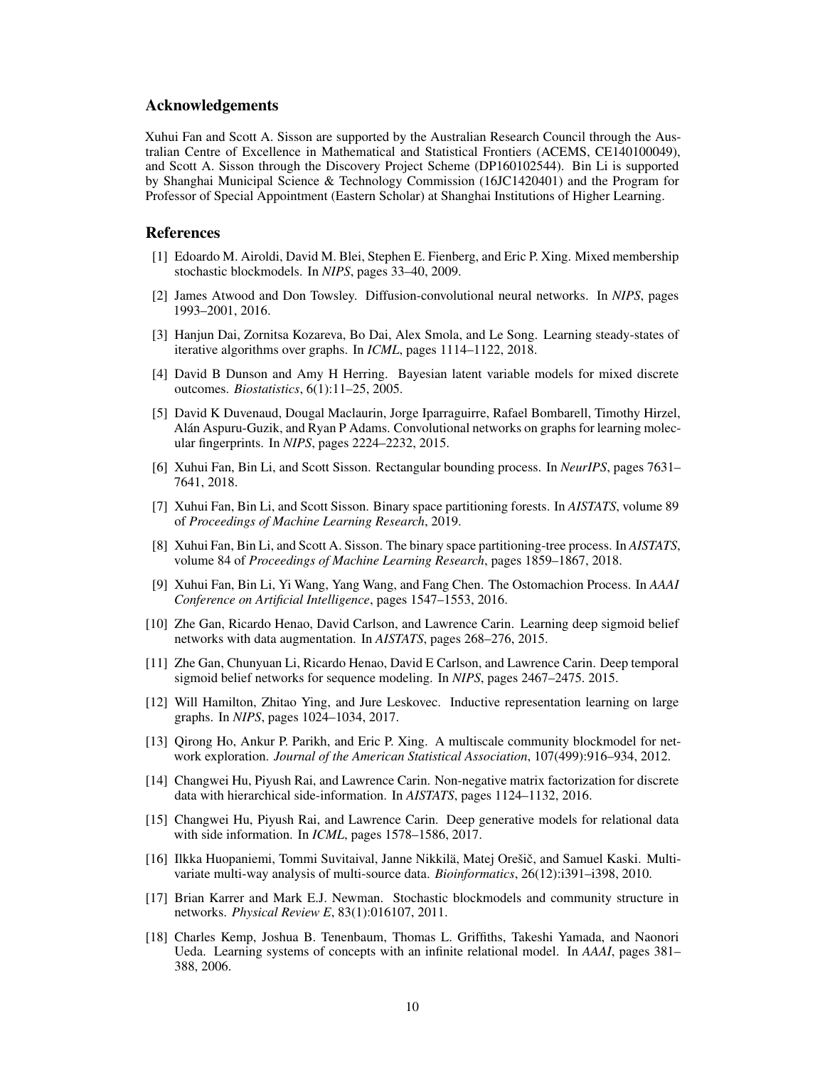## Acknowledgements

Xuhui Fan and Scott A. Sisson are supported by the Australian Research Council through the Australian Centre of Excellence in Mathematical and Statistical Frontiers (ACEMS, CE140100049), and Scott A. Sisson through the Discovery Project Scheme (DP160102544). Bin Li is supported by Shanghai Municipal Science & Technology Commission (16JC1420401) and the Program for Professor of Special Appointment (Eastern Scholar) at Shanghai Institutions of Higher Learning.

## References

[1] Edoardo M. Airoldi, David M. Blei, Stephen E. Fienberg, and Eric P. Xing. Mixed membership stochastic blockmodels. In *NIPS*, pages 33–40, 2009.

[2] James Atwood and Don Towsley. Diffusion-convolutional neural networks. In *NIPS*, pages 1993–2001, 2016.

[3] Hanjun Dai, Zornitsa Kozareva, Bo Dai, Alex Smola, and Le Song. Learning steady-states of iterative algorithms over graphs. In *ICML*, pages 1114–1122, 2018.

[4] David B Dunson and Amy H Herring. Bayesian latent variable models for mixed discrete outcomes. *Biostatistics*, 6(1):11–25, 2005.

[5] David K Duvenaud, Dougal Maclaurin, Jorge Iparraguirre, Rafael Bombarell, Timothy Hirzel, Alán Aspuru-Guzik, and Ryan P Adams. Convolutional networks on graphs for learning molecular fingerprints. In *NIPS*, pages 2224–2232, 2015.

[6] Xuhui Fan, Bin Li, and Scott Sisson. Rectangular bounding process. In *NeurIPS*, pages 7631–7641, 2018.

[7] Xuhui Fan, Bin Li, and Scott Sisson. Binary space partitioning forests. In *AISTATS*, volume 89 of *Proceedings of Machine Learning Research*, 2019.

[8] Xuhui Fan, Bin Li, and Scott A. Sisson. The binary space partitioning-tree process. In *AISTATS*, volume 84 of *Proceedings of Machine Learning Research*, pages 1859–1867, 2018.

[9] Xuhui Fan, Bin Li, Yi Wang, Yang Wang, and Fang Chen. The Ostomachion Process. In *AAAI Conference on Artificial Intelligence*, pages 1547–1553, 2016.

[10] Zhe Gan, Ricardo Henao, David Carlson, and Lawrence Carin. Learning deep sigmoid belief networks with data augmentation. In *AISTATS*, pages 268–276, 2015.

[11] Zhe Gan, Chunyuan Li, Ricardo Henao, David E Carlson, and Lawrence Carin. Deep temporal sigmoid belief networks for sequence modeling. In *NIPS*, pages 2467–2475. 2015.

[12] Will Hamilton, Zhitao Ying, and Jure Leskovec. Inductive representation learning on large graphs. In *NIPS*, pages 1024–1034, 2017.

[13] Qirong Ho, Ankur P. Parikh, and Eric P. Xing. A multiscale community blockmodel for network exploration. *Journal of the American Statistical Association*, 107(499):916–934, 2012.

[14] Changwei Hu, Piyush Rai, and Lawrence Carin. Non-negative matrix factorization for discrete data with hierarchical side-information. In *AISTATS*, pages 1124–1132, 2016.

[15] Changwei Hu, Piyush Rai, and Lawrence Carin. Deep generative models for relational data with side information. In *ICML*, pages 1578–1586, 2017.

[16] Ilkka Huopaniemi, Tommi Suvitaival, Janne Nikkilä, Matej Orešič, and Samuel Kaski. Multivariate multi-way analysis of multi-source data. *Bioinformatics*, 26(12):i391–i398, 2010.

[17] Brian Karrer and Mark E.J. Newman. Stochastic blockmodels and community structure in networks. *Physical Review E*, 83(1):016107, 2011.

[18] Charles Kemp, Joshua B. Tenenbaum, Thomas L. Griffiths, Takeshi Yamada, and Naonori Ueda. Learning systems of concepts with an infinite relational model. In *AAAI*, pages 381–388, 2006.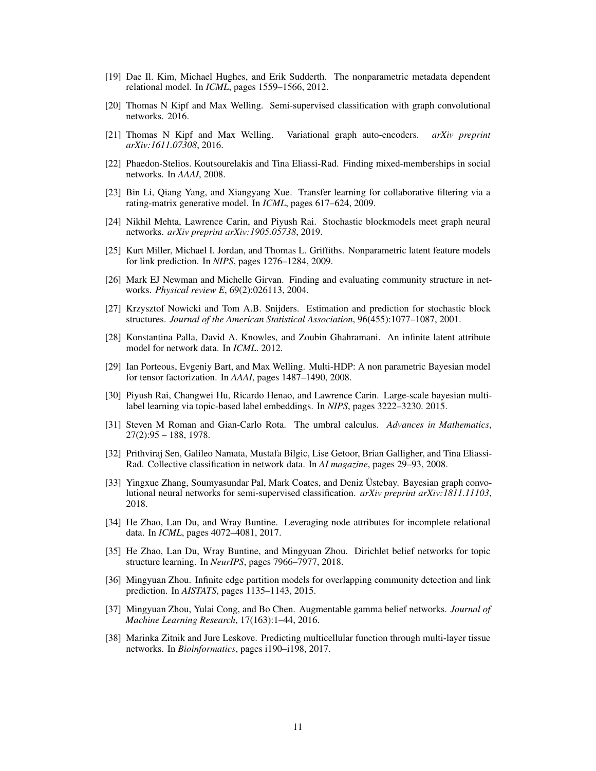[19] Dae Il. Kim, Michael Hughes, and Erik Sudderth. The nonparametric metadata dependent relational model. In *ICML*, pages 1559–1566, 2012.

[20] Thomas N Kipf and Max Welling. Semi-supervised classification with graph convolutional networks. 2016.

[21] Thomas N Kipf and Max Welling. Variational graph auto-encoders. *arXiv preprint arXiv:1611.07308*, 2016.

[22] Phaedon-Stelios. Koutsourelakis and Tina Eliassi-Rad. Finding mixed-memberships in social networks. In *AAAI*, 2008.

[23] Bin Li, Qiang Yang, and Xiangyang Xue. Transfer learning for collaborative filtering via a rating-matrix generative model. In *ICML*, pages 617–624, 2009.

[24] Nikhil Mehta, Lawrence Carin, and Piyush Rai. Stochastic blockmodels meet graph neural networks. *arXiv preprint arXiv:1905.05738*, 2019.

[25] Kurt Miller, Michael I. Jordan, and Thomas L. Griffiths. Nonparametric latent feature models for link prediction. In *NIPS*, pages 1276–1284, 2009.

[26] Mark EJ Newman and Michelle Girvan. Finding and evaluating community structure in networks. *Physical review E*, 69(2):026113, 2004.

[27] Krzysztof Nowicki and Tom A.B. Snijders. Estimation and prediction for stochastic block structures. *Journal of the American Statistical Association*, 96(455):1077–1087, 2001.

[28] Konstantina Palla, David A. Knowles, and Zoubin Ghahramani. An infinite latent attribute model for network data. In *ICML*. 2012.

[29] Ian Porteous, Evgeniy Bart, and Max Welling. Multi-HDP: A non parametric Bayesian model for tensor factorization. In *AAAI*, pages 1487–1490, 2008.

[30] Piyush Rai, Changwei Hu, Ricardo Henao, and Lawrence Carin. Large-scale bayesian multi-label learning via topic-based label embeddings. In *NIPS*, pages 3222–3230. 2015.

[31] Steven M Roman and Gian-Carlo Rota. The umbral calculus. *Advances in Mathematics*, 27(2):95 – 188, 1978.

[32] Prithviraj Sen, Galileo Namata, Mustafa Bilgic, Lise Getoor, Brian Galligher, and Tina Eliassi-Rad. Collective classification in network data. In *AI magazine*, pages 29–93, 2008.

[33] Yingxue Zhang, Soumyasundar Pal, Mark Coates, and Deniz Üstebay. Bayesian graph convolutional neural networks for semi-supervised classification. *arXiv preprint arXiv:1811.11103*, 2018.

[34] He Zhao, Lan Du, and Wray Buntine. Leveraging node attributes for incomplete relational data. In *ICML*, pages 4072–4081, 2017.

[35] He Zhao, Lan Du, Wray Buntine, and Mingyuan Zhou. Dirichlet belief networks for topic structure learning. In *NeurIPS*, pages 7966–7977, 2018.

[36] Mingyuan Zhou. Infinite edge partition models for overlapping community detection and link prediction. In *AISTATS*, pages 1135–1143, 2015.

[37] Mingyuan Zhou, Yulai Cong, and Bo Chen. Augmentable gamma belief networks. *Journal of Machine Learning Research*, 17(163):1–44, 2016.

[38] Marinka Zitnik and Jure Leskove. Predicting multicellular function through multi-layer tissue networks. In *Bioinformatics*, pages i190–i198, 2017.